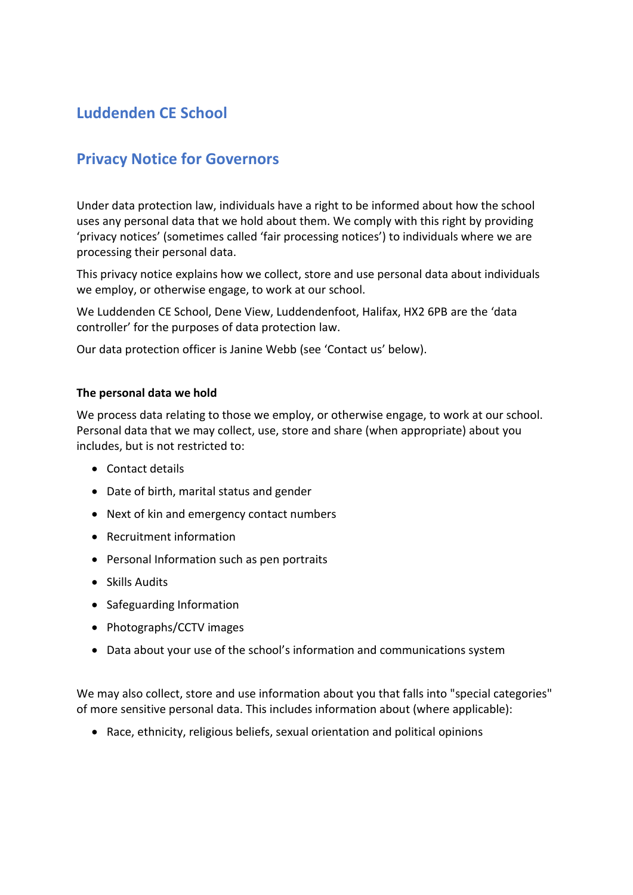# Luddenden CE School

## Privacy Notice for Governors

Under data protection law, individuals have a right to be informed about how the school uses any personal data that we hold about them. We comply with this right by providing 'privacy notices' (sometimes called 'fair processing notices') to individuals where we are processing their personal data.

This privacy notice explains how we collect, store and use personal data about individuals we employ, or otherwise engage, to work at our school.

We Luddenden CE School, Dene View, Luddendenfoot, Halifax, HX2 6PB are the 'data controller' for the purposes of data protection law.

Our data protection officer is Janine Webb (see 'Contact us' below).

**The personal data we hold**

We process data relating to those we employ, or otherwise engage, to work at our school. Personal data that we may collect, use, store and share (when appropriate) about you includes, but is not restricted to:

- Contact details
- Date of birth, marital status and gender
- Next of kin and emergency contact numbers
- Recruitment information
- Personal Information such as pen portraits
- Skills Audits
- Safeguarding Information
- Photographs/CCTV images
- Data about your use of the school's information and communications system

We may also collect, store and use information about you that falls into "special categories" of more sensitive personal data. This includes information about (where applicable):

- Race, ethnicity, religious beliefs, sexual orientation and political opinions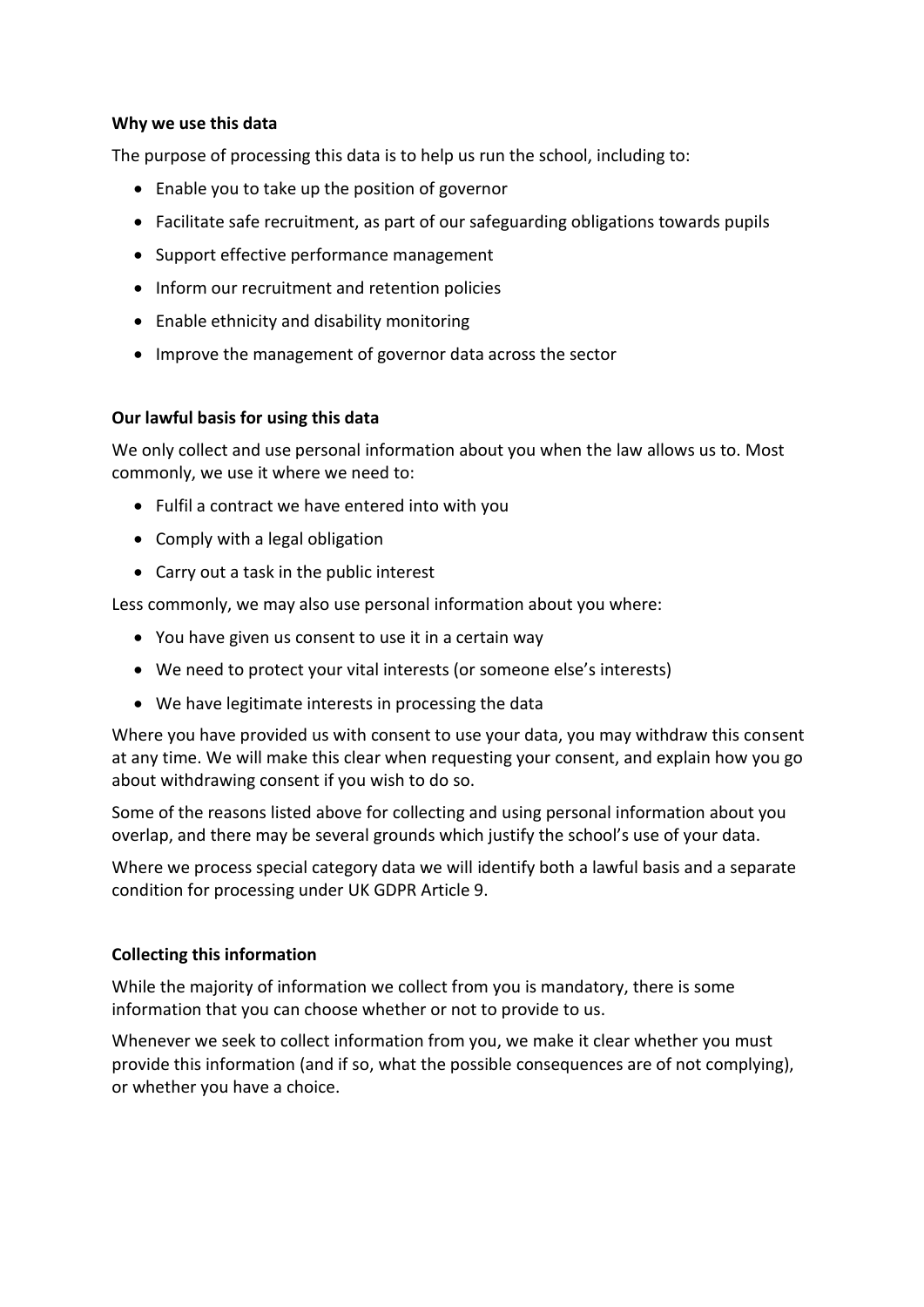**Why we use this data**

The purpose of processing this data is to help us run the school, including to:

- Enable you to take up the position of governor
- Facilitate safe recruitment, as part of our safeguarding obligations towards pupils
- Support effective performance management
- Inform our recruitment and retention policies
- Enable ethnicity and disability monitoring
- Improve the management of governor data across the sector

**Our lawful basis for using this data**

We only collect and use personal information about you when the law allows us to. Most commonly, we use it where we need to:

- Fulfil a contract we have entered into with you
- Comply with a legal obligation
- Carry out a task in the public interest

Less commonly, we may also use personal information about you where:

- You have given us consent to use it in a certain way
- We need to protect your vital interests (or someone else's interests)
- We have legitimate interests in processing the data

Where you have provided us with consent to use your data, you may withdraw this consent at any time. We will make this clear when requesting your consent, and explain how you go about withdrawing consent if you wish to do so.

Some of the reasons listed above for collecting and using personal information about you overlap, and there may be several grounds which justify the school's use of your data.

Where we process special category data we will identify both a lawful basis and a separate condition for processing under UK GDPR Article 9.

**Collecting this information**

While the majority of information we collect from you is mandatory, there is some information that you can choose whether or not to provide to us.

Whenever we seek to collect information from you, we make it clear whether you must provide this information (and if so, what the possible consequences are of not complying), or whether you have a choice.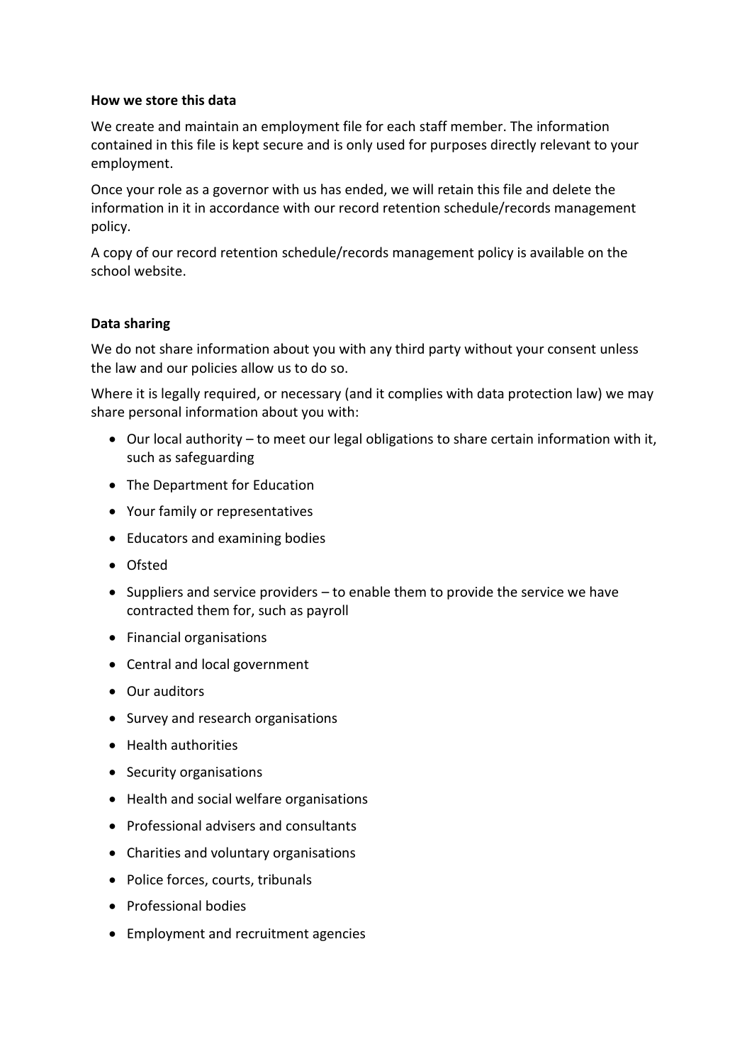**How we store this data**

We create and maintain an employment file for each staff member. The information contained in this file is kept secure and is only used for purposes directly relevant to your employment.

Once your role as a governor with us has ended, we will retain this file and delete the information in it in accordance with our record retention schedule/records management policy.

A copy of our record retention schedule/records management policy is available on the school website.

**Data sharing**

We do not share information about you with any third party without your consent unless the law and our policies allow us to do so.

Where it is legally required, or necessary (and it complies with data protection law) we may share personal information about you with:

- Our local authority – to meet our legal obligations to share certain information with it, such as safeguarding
- The Department for Education
- Your family or representatives
- Educators and examining bodies
- Ofsted
- Suppliers and service providers – to enable them to provide the service we have contracted them for, such as payroll
- Financial organisations
- Central and local government
- Our auditors
- Survey and research organisations
- Health authorities
- Security organisations
- Health and social welfare organisations
- Professional advisers and consultants
- Charities and voluntary organisations
- Police forces, courts, tribunals
- Professional bodies
- Employment and recruitment agencies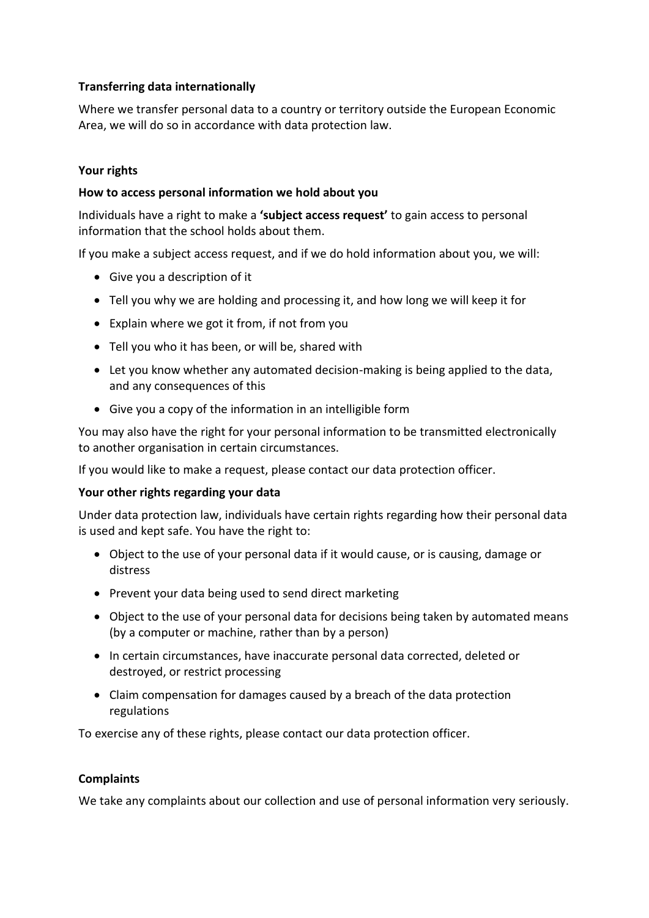**Transferring data internationally**

Where we transfer personal data to a country or territory outside the European Economic Area, we will do so in accordance with data protection law.

**Your rights**

**How to access personal information we hold about you**

Individuals have a right to make a **'subject access request'** to gain access to personal information that the school holds about them.

If you make a subject access request, and if we do hold information about you, we will:

- Give you a description of it
- Tell you why we are holding and processing it, and how long we will keep it for
- Explain where we got it from, if not from you
- Tell you who it has been, or will be, shared with
- Let you know whether any automated decision-making is being applied to the data, and any consequences of this
- Give you a copy of the information in an intelligible form

You may also have the right for your personal information to be transmitted electronically to another organisation in certain circumstances.

If you would like to make a request, please contact our data protection officer.

**Your other rights regarding your data**

Under data protection law, individuals have certain rights regarding how their personal data is used and kept safe. You have the right to:

- Object to the use of your personal data if it would cause, or is causing, damage or distress
- Prevent your data being used to send direct marketing
- Object to the use of your personal data for decisions being taken by automated means (by a computer or machine, rather than by a person)
- In certain circumstances, have inaccurate personal data corrected, deleted or destroyed, or restrict processing
- Claim compensation for damages caused by a breach of the data protection regulations

To exercise any of these rights, please contact our data protection officer.

**Complaints**

We take any complaints about our collection and use of personal information very seriously.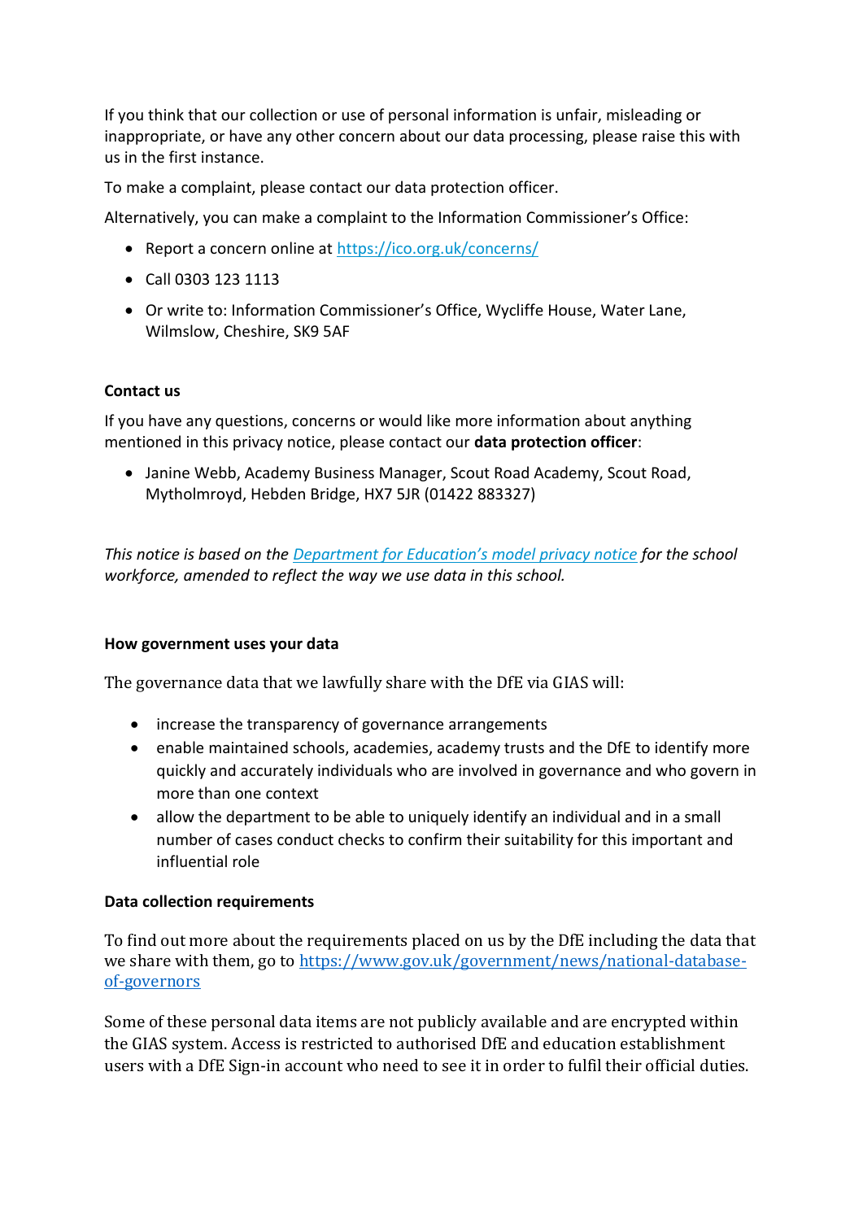If you think that our collection or use of personal information is unfair, misleading or inappropriate, or have any other concern about our data processing, please raise this with us in the first instance.

To make a complaint, please contact our data protection officer.

Alternatively, you can make a complaint to the Information Commissioner's Office:

- Report a concern online at [https://ico.org.uk/concerns/](https://ico.org.uk/concerns/)
- Call 0303 123 1113
- Or write to: Information Commissioner's Office, Wycliffe House, Water Lane, Wilmslow, Cheshire, SK9 5AF

**Contact us**

If you have any questions, concerns or would like more information about anything mentioned in this privacy notice, please contact our **data protection officer**:

- Janine Webb, Academy Business Manager, Scout Road Academy, Scout Road, Mytholmroyd, Hebden Bridge, HX7 5JR (01422 883327)

*This notice is based on the [Department for Education's model privacy notice](#) for the school workforce, amended to reflect the way we use data in this school.*

**How government uses your data**

The governance data that we lawfully share with the DfE via GIAS will:

- increase the transparency of governance arrangements
- enable maintained schools, academies, academy trusts and the DfE to identify more quickly and accurately individuals who are involved in governance and who govern in more than one context
- allow the department to be able to uniquely identify an individual and in a small number of cases conduct checks to confirm their suitability for this important and influential role

**Data collection requirements**

To find out more about the requirements placed on us by the DfE including the data that we share with them, go to [https://www.gov.uk/government/news/national-database-of-governors](https://www.gov.uk/government/news/national-database-of-governors)

Some of these personal data items are not publicly available and are encrypted within the GIAS system. Access is restricted to authorised DfE and education establishment users with a DfE Sign-in account who need to see it in order to fulfil their official duties.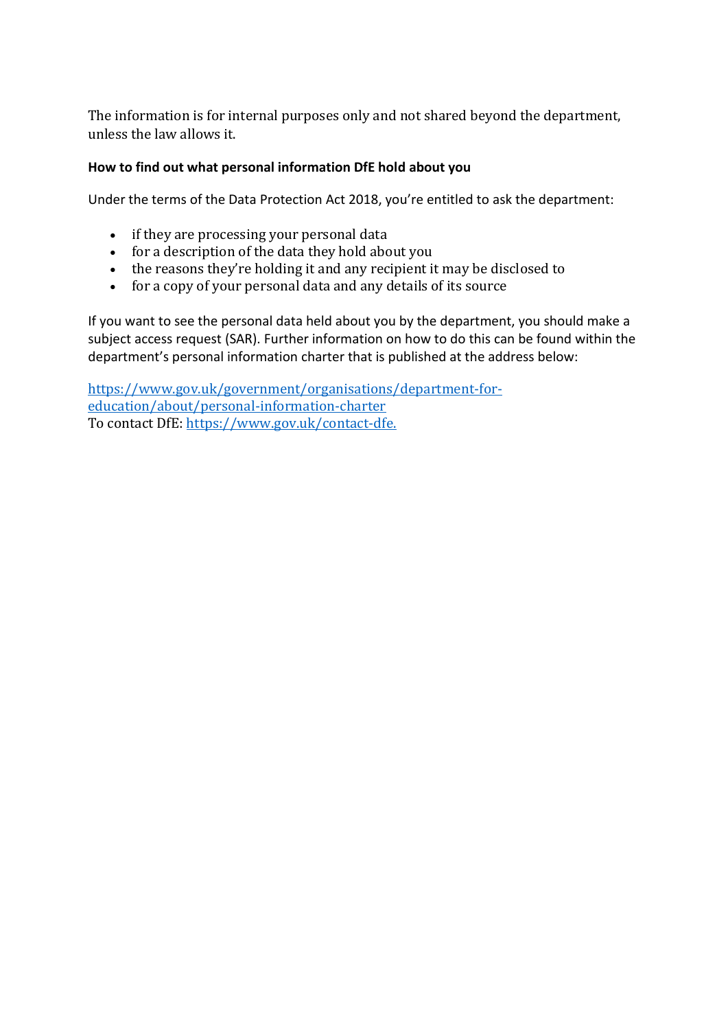The information is for internal purposes only and not shared beyond the department, unless the law allows it.

**How to find out what personal information DfE hold about you**

Under the terms of the Data Protection Act 2018, you're entitled to ask the department:

- if they are processing your personal data
- for a description of the data they hold about you
- the reasons they're holding it and any recipient it may be disclosed to
- for a copy of your personal data and any details of its source

If you want to see the personal data held about you by the department, you should make a subject access request (SAR). Further information on how to do this can be found within the department's personal information charter that is published at the address below:

[https://www.gov.uk/government/organisations/department-for-education/about/personal-information-charter](https://www.gov.uk/government/organisations/department-for-education/about/personal-information-charter)
To contact DfE: [https://www.gov.uk/contact-dfe.](https://www.gov.uk/contact-dfe)